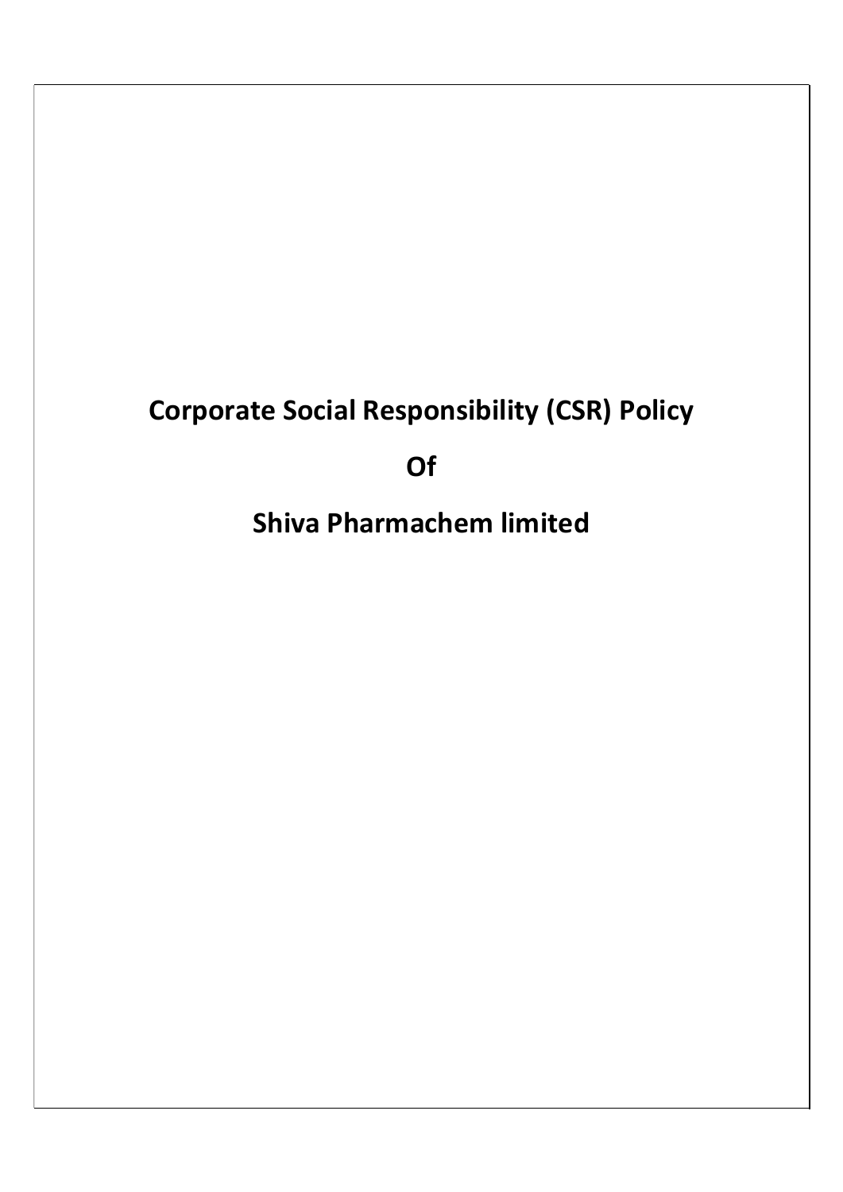# Corporate Social Responsibility (CSR) Policy

# Of

# Shiva Pharmachem limited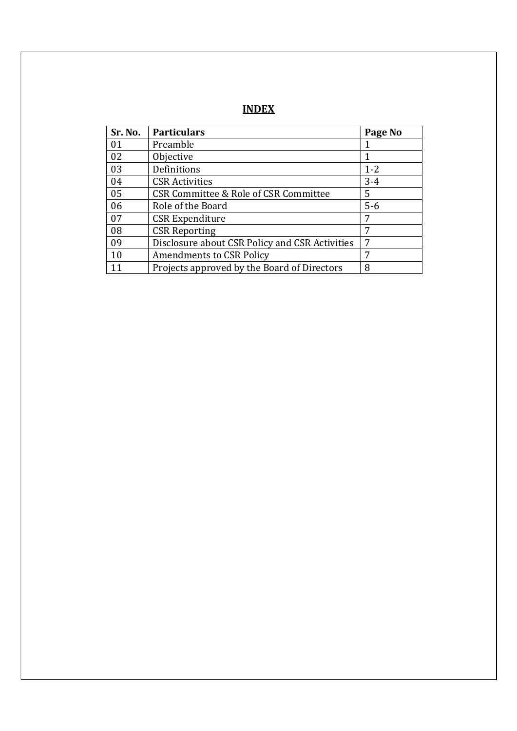# INDEX

| Sr. No. | Particulars | Page No |
|---|---|---|
| 01 | Preamble | 1 |
| 02 | Objective | 1 |
| 03 | Definitions | 1-2 |
| 04 | CSR Activities | 3-4 |
| 05 | CSR Committee & Role of CSR Committee | 5 |
| 06 | Role of the Board | 5-6 |
| 07 | CSR Expenditure | 7 |
| 08 | CSR Reporting | 7 |
| 09 | Disclosure about CSR Policy and CSR Activities | 7 |
| 10 | Amendments to CSR Policy | 7 |
| 11 | Projects approved by the Board of Directors | 8 |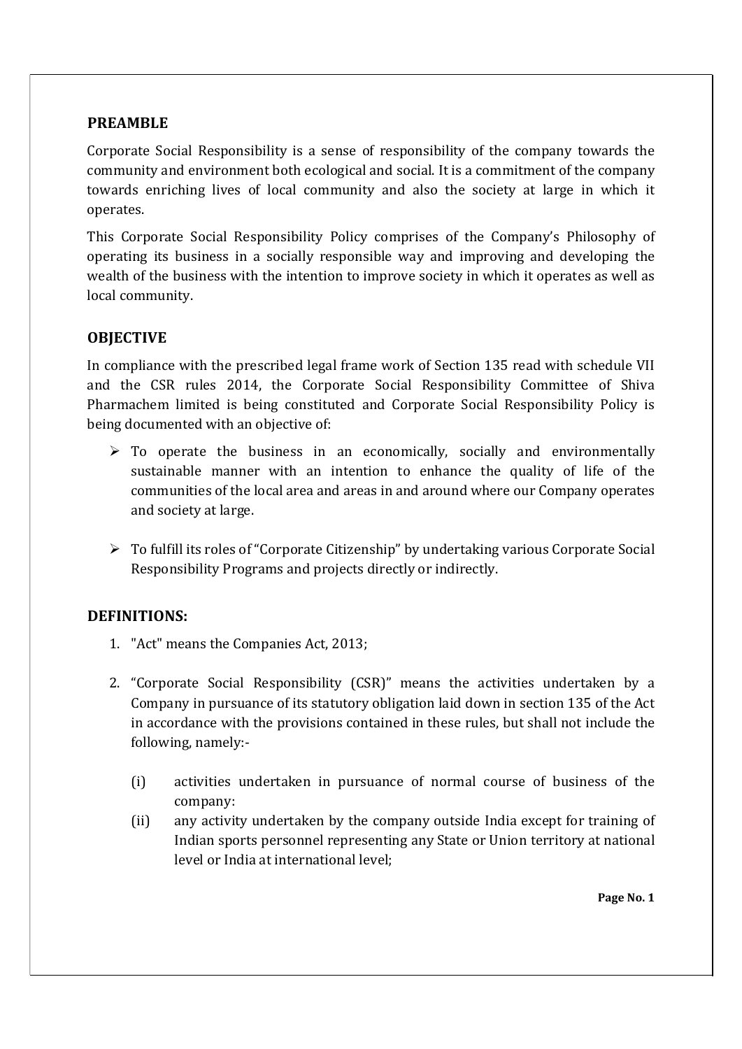## PREAMBLE

Corporate Social Responsibility is a sense of responsibility of the company towards the community and environment both ecological and social. It is a commitment of the company towards enriching lives of local community and also the society at large in which it operates.

This Corporate Social Responsibility Policy comprises of the Company's Philosophy of operating its business in a socially responsible way and improving and developing the wealth of the business with the intention to improve society in which it operates as well as local community.

## OBJECTIVE

In compliance with the prescribed legal frame work of Section 135 read with schedule VII and the CSR rules 2014, the Corporate Social Responsibility Committee of Shiva Pharmachem limited is being constituted and Corporate Social Responsibility Policy is being documented with an objective of:

- To operate the business in an economically, socially and environmentally sustainable manner with an intention to enhance the quality of life of the communities of the local area and areas in and around where our Company operates and society at large.
- To fulfill its roles of "Corporate Citizenship" by undertaking various Corporate Social Responsibility Programs and projects directly or indirectly.

## DEFINITIONS:

1. "Act" means the Companies Act, 2013;
2. "Corporate Social Responsibility (CSR)" means the activities undertaken by a Company in pursuance of its statutory obligation laid down in section 135 of the Act in accordance with the provisions contained in these rules, but shall not include the following, namely:-
   - (i) activities undertaken in pursuance of normal course of business of the company:
   - (ii) any activity undertaken by the company outside India except for training of Indian sports personnel representing any State or Union territory at national level or India at international level;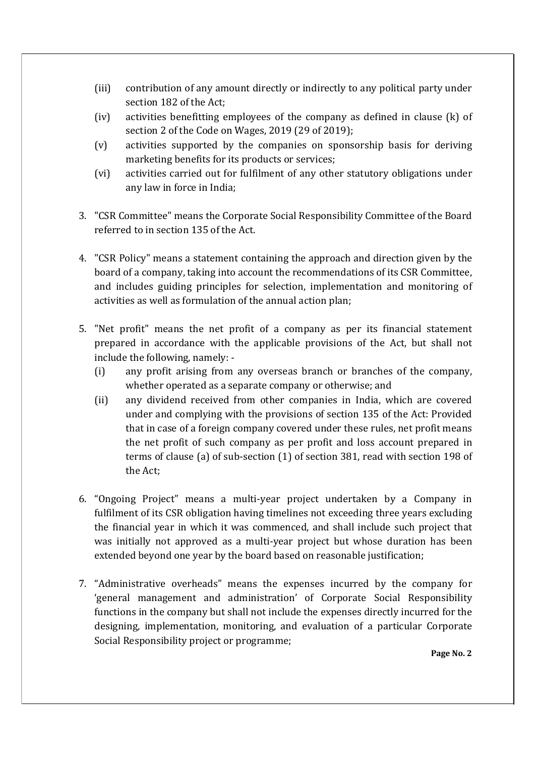(iii) contribution of any amount directly or indirectly to any political party under section 182 of the Act;

(iv) activities benefitting employees of the company as defined in clause (k) of section 2 of the Code on Wages, 2019 (29 of 2019);

(v) activities supported by the companies on sponsorship basis for deriving marketing benefits for its products or services;

(vi) activities carried out for fulfilment of any other statutory obligations under any law in force in India;

3. "CSR Committee" means the Corporate Social Responsibility Committee of the Board referred to in section 135 of the Act.

4. "CSR Policy" means a statement containing the approach and direction given by the board of a company, taking into account the recommendations of its CSR Committee, and includes guiding principles for selection, implementation and monitoring of activities as well as formulation of the annual action plan;

5. "Net profit" means the net profit of a company as per its financial statement prepared in accordance with the applicable provisions of the Act, but shall not include the following, namely: -
   (i) any profit arising from any overseas branch or branches of the company, whether operated as a separate company or otherwise; and
   (ii) any dividend received from other companies in India, which are covered under and complying with the provisions of section 135 of the Act: Provided that in case of a foreign company covered under these rules, net profit means the net profit of such company as per profit and loss account prepared in terms of clause (a) of sub-section (1) of section 381, read with section 198 of the Act;

6. "Ongoing Project" means a multi-year project undertaken by a Company in fulfilment of its CSR obligation having timelines not exceeding three years excluding the financial year in which it was commenced, and shall include such project that was initially not approved as a multi-year project but whose duration has been extended beyond one year by the board based on reasonable justification;

7. "Administrative overheads" means the expenses incurred by the company for 'general management and administration' of Corporate Social Responsibility functions in the company but shall not include the expenses directly incurred for the designing, implementation, monitoring, and evaluation of a particular Corporate Social Responsibility project or programme;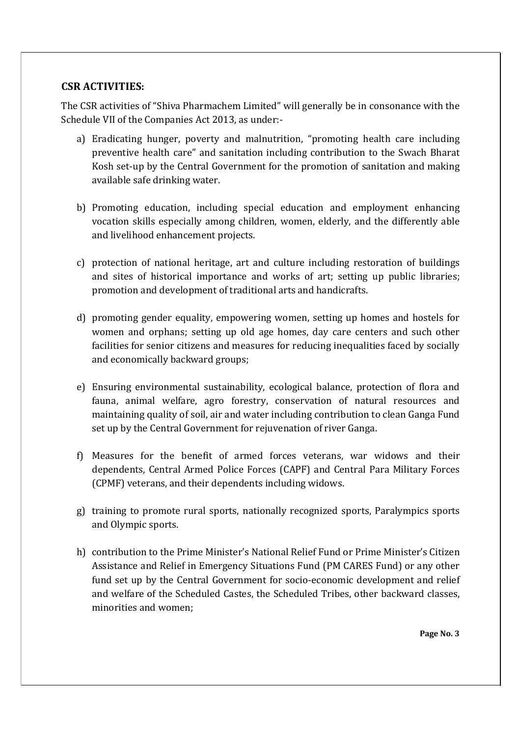**CSR ACTIVITIES:**

The CSR activities of "Shiva Pharmachem Limited" will generally be in consonance with the Schedule VII of the Companies Act 2013, as under:-

a) Eradicating hunger, poverty and malnutrition, "promoting health care including preventive health care" and sanitation including contribution to the Swach Bharat Kosh set-up by the Central Government for the promotion of sanitation and making available safe drinking water.

b) Promoting education, including special education and employment enhancing vocation skills especially among children, women, elderly, and the differently able and livelihood enhancement projects.

c) protection of national heritage, art and culture including restoration of buildings and sites of historical importance and works of art; setting up public libraries; promotion and development of traditional arts and handicrafts.

d) promoting gender equality, empowering women, setting up homes and hostels for women and orphans; setting up old age homes, day care centers and such other facilities for senior citizens and measures for reducing inequalities faced by socially and economically backward groups;

e) Ensuring environmental sustainability, ecological balance, protection of flora and fauna, animal welfare, agro forestry, conservation of natural resources and maintaining quality of soil, air and water including contribution to clean Ganga Fund set up by the Central Government for rejuvenation of river Ganga.

f) Measures for the benefit of armed forces veterans, war widows and their dependents, Central Armed Police Forces (CAPF) and Central Para Military Forces (CPMF) veterans, and their dependents including widows.

g) training to promote rural sports, nationally recognized sports, Paralympics sports and Olympic sports.

h) contribution to the Prime Minister's National Relief Fund or Prime Minister's Citizen Assistance and Relief in Emergency Situations Fund (PM CARES Fund) or any other fund set up by the Central Government for socio-economic development and relief and welfare of the Scheduled Castes, the Scheduled Tribes, other backward classes, minorities and women;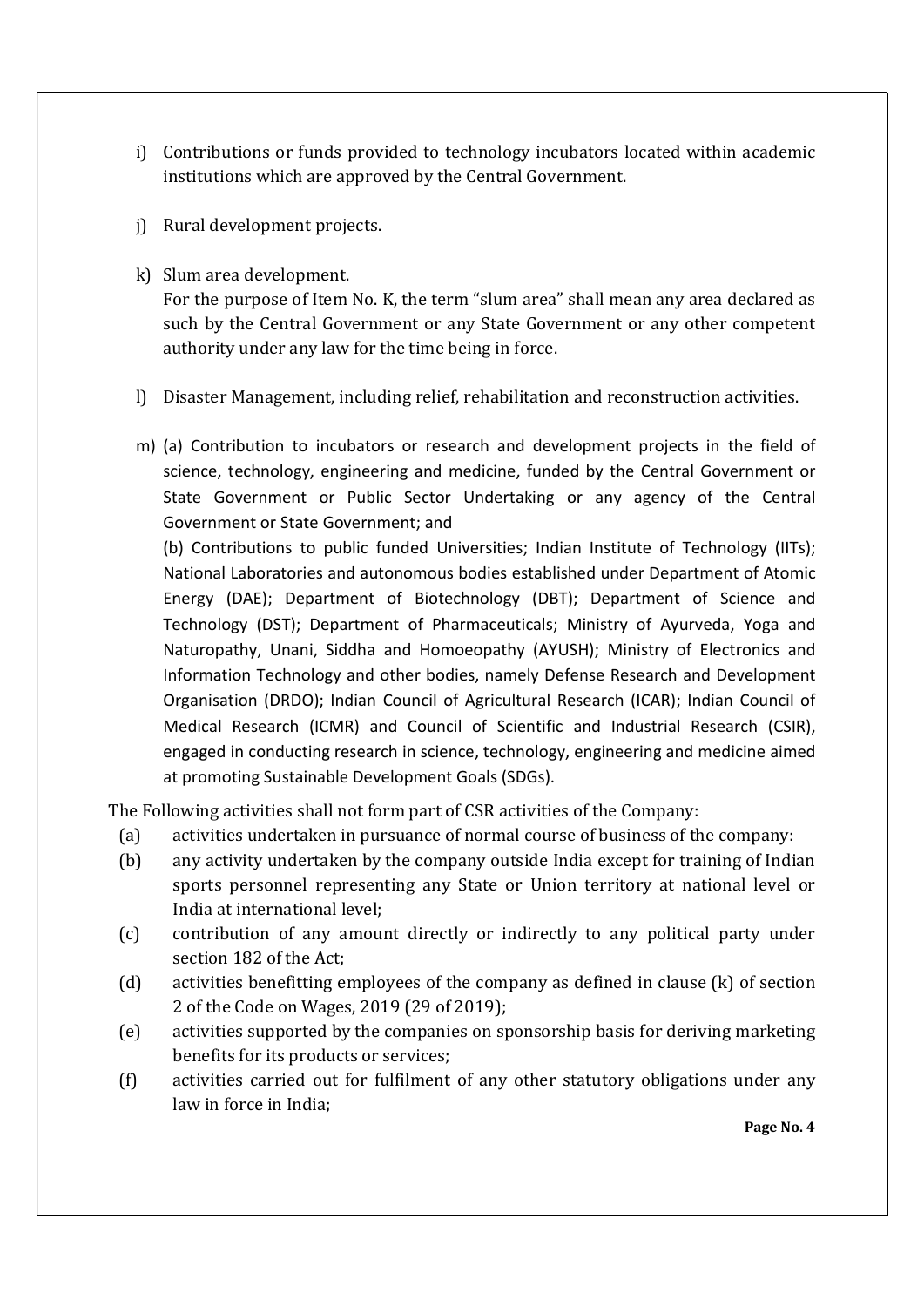i) Contributions or funds provided to technology incubators located within academic institutions which are approved by the Central Government.

j) Rural development projects.

k) Slum area development.
   For the purpose of Item No. K, the term "slum area" shall mean any area declared as such by the Central Government or any State Government or any other competent authority under any law for the time being in force.

l) Disaster Management, including relief, rehabilitation and reconstruction activities.

m) (a) Contribution to incubators or research and development projects in the field of science, technology, engineering and medicine, funded by the Central Government or State Government or Public Sector Undertaking or any agency of the Central Government or State Government; and

   (b) Contributions to public funded Universities; Indian Institute of Technology (IITs); National Laboratories and autonomous bodies established under Department of Atomic Energy (DAE); Department of Biotechnology (DBT); Department of Science and Technology (DST); Department of Pharmaceuticals; Ministry of Ayurveda, Yoga and Naturopathy, Unani, Siddha and Homoeopathy (AYUSH); Ministry of Electronics and Information Technology and other bodies, namely Defense Research and Development Organisation (DRDO); Indian Council of Agricultural Research (ICAR); Indian Council of Medical Research (ICMR) and Council of Scientific and Industrial Research (CSIR), engaged in conducting research in science, technology, engineering and medicine aimed at promoting Sustainable Development Goals (SDGs).

The Following activities shall not form part of CSR activities of the Company:

(a) activities undertaken in pursuance of normal course of business of the company:

(b) any activity undertaken by the company outside India except for training of Indian sports personnel representing any State or Union territory at national level or India at international level;

(c) contribution of any amount directly or indirectly to any political party under section 182 of the Act;

(d) activities benefitting employees of the company as defined in clause (k) of section 2 of the Code on Wages, 2019 (29 of 2019);

(e) activities supported by the companies on sponsorship basis for deriving marketing benefits for its products or services;

(f) activities carried out for fulfilment of any other statutory obligations under any law in force in India;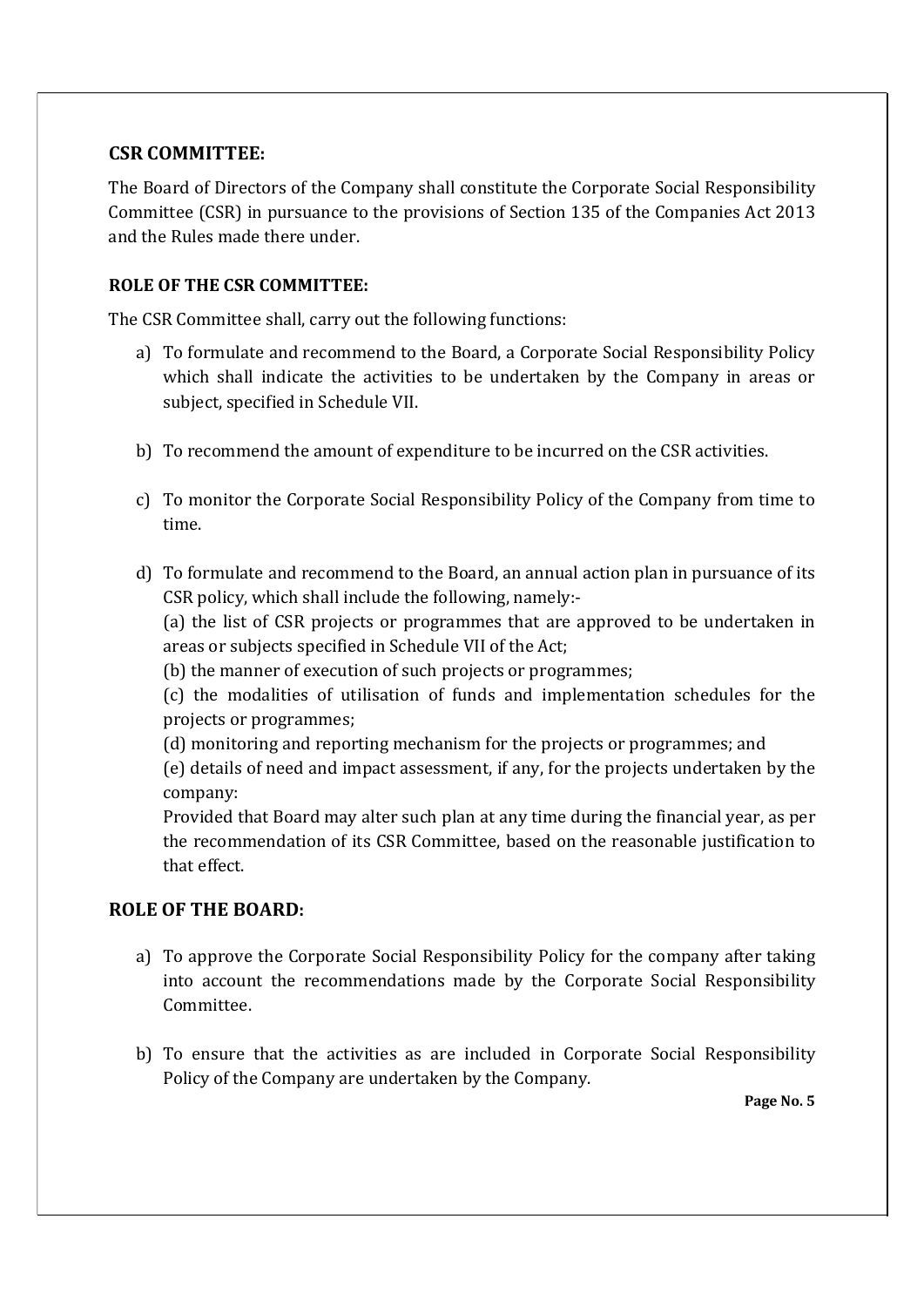## CSR COMMITTEE:

The Board of Directors of the Company shall constitute the Corporate Social Responsibility Committee (CSR) in pursuance to the provisions of Section 135 of the Companies Act 2013 and the Rules made there under.

### ROLE OF THE CSR COMMITTEE:

The CSR Committee shall, carry out the following functions:

a) To formulate and recommend to the Board, a Corporate Social Responsibility Policy which shall indicate the activities to be undertaken by the Company in areas or subject, specified in Schedule VII.

b) To recommend the amount of expenditure to be incurred on the CSR activities.

c) To monitor the Corporate Social Responsibility Policy of the Company from time to time.

d) To formulate and recommend to the Board, an annual action plan in pursuance of its CSR policy, which shall include the following, namely:-

   (a) the list of CSR projects or programmes that are approved to be undertaken in areas or subjects specified in Schedule VII of the Act;

   (b) the manner of execution of such projects or programmes;

   (c) the modalities of utilisation of funds and implementation schedules for the projects or programmes;

   (d) monitoring and reporting mechanism for the projects or programmes; and

   (e) details of need and impact assessment, if any, for the projects undertaken by the company:

   Provided that Board may alter such plan at any time during the financial year, as per the recommendation of its CSR Committee, based on the reasonable justification to that effect.

## ROLE OF THE BOARD:

a) To approve the Corporate Social Responsibility Policy for the company after taking into account the recommendations made by the Corporate Social Responsibility Committee.

b) To ensure that the activities as are included in Corporate Social Responsibility Policy of the Company are undertaken by the Company.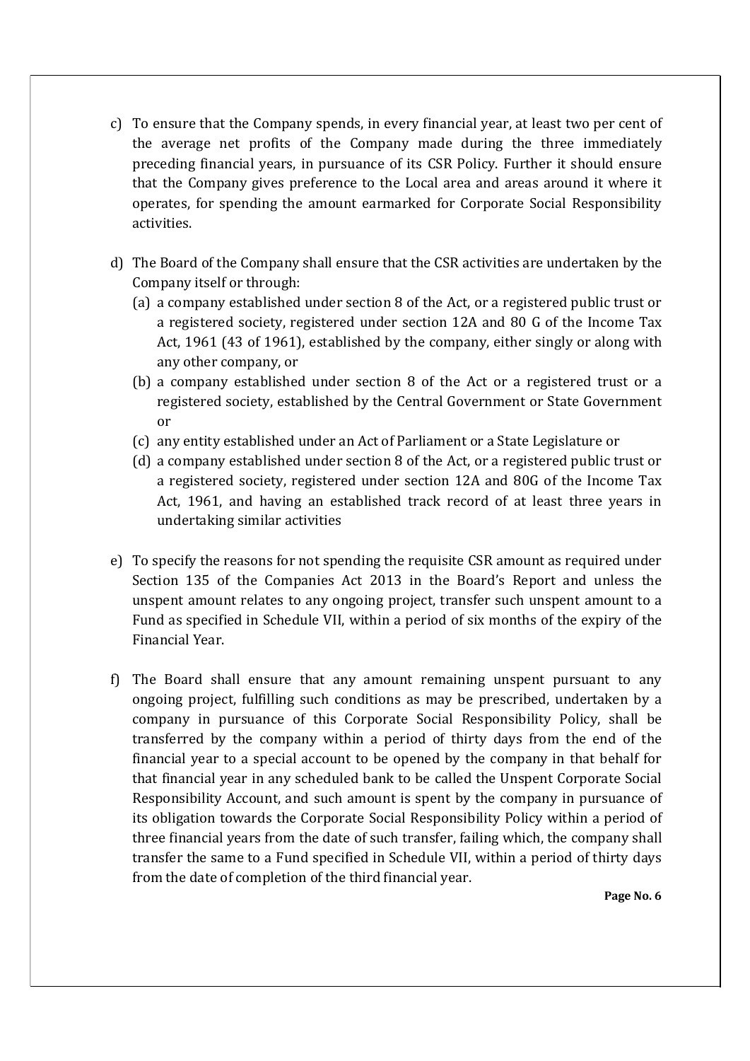c) To ensure that the Company spends, in every financial year, at least two per cent of the average net profits of the Company made during the three immediately preceding financial years, in pursuance of its CSR Policy. Further it should ensure that the Company gives preference to the Local area and areas around it where it operates, for spending the amount earmarked for Corporate Social Responsibility activities.

d) The Board of the Company shall ensure that the CSR activities are undertaken by the Company itself or through:
   (a) a company established under section 8 of the Act, or a registered public trust or a registered society, registered under section 12A and 80 G of the Income Tax Act, 1961 (43 of 1961), established by the company, either singly or along with any other company, or
   (b) a company established under section 8 of the Act or a registered trust or a registered society, established by the Central Government or State Government or
   (c) any entity established under an Act of Parliament or a State Legislature or
   (d) a company established under section 8 of the Act, or a registered public trust or a registered society, registered under section 12A and 80G of the Income Tax Act, 1961, and having an established track record of at least three years in undertaking similar activities

e) To specify the reasons for not spending the requisite CSR amount as required under Section 135 of the Companies Act 2013 in the Board's Report and unless the unspent amount relates to any ongoing project, transfer such unspent amount to a Fund as specified in Schedule VII, within a period of six months of the expiry of the Financial Year.

f) The Board shall ensure that any amount remaining unspent pursuant to any ongoing project, fulfilling such conditions as may be prescribed, undertaken by a company in pursuance of this Corporate Social Responsibility Policy, shall be transferred by the company within a period of thirty days from the end of the financial year to a special account to be opened by the company in that behalf for that financial year in any scheduled bank to be called the Unspent Corporate Social Responsibility Account, and such amount is spent by the company in pursuance of its obligation towards the Corporate Social Responsibility Policy within a period of three financial years from the date of such transfer, failing which, the company shall transfer the same to a Fund specified in Schedule VII, within a period of thirty days from the date of completion of the third financial year.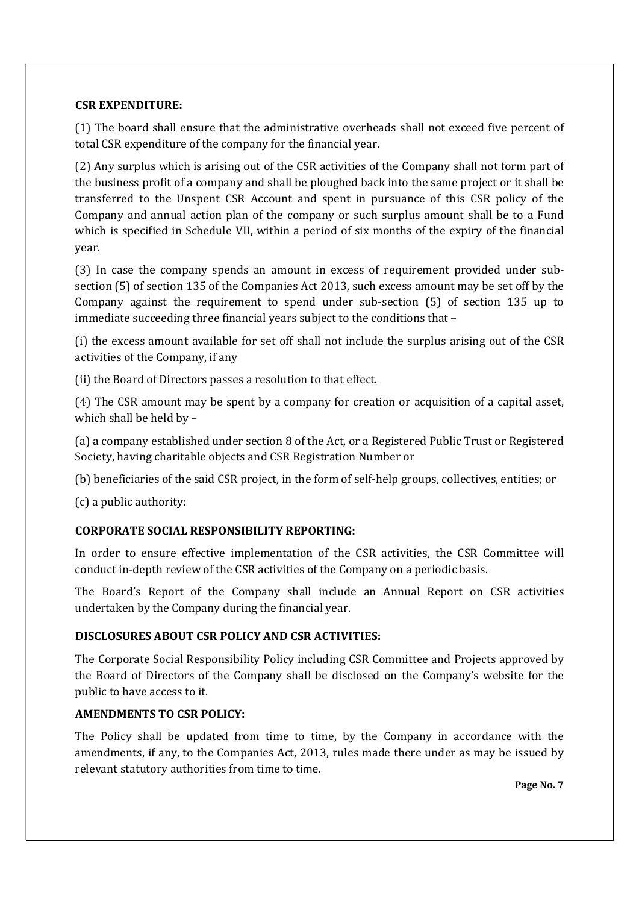**CSR EXPENDITURE:**

(1) The board shall ensure that the administrative overheads shall not exceed five percent of total CSR expenditure of the company for the financial year.

(2) Any surplus which is arising out of the CSR activities of the Company shall not form part of the business profit of a company and shall be ploughed back into the same project or it shall be transferred to the Unspent CSR Account and spent in pursuance of this CSR policy of the Company and annual action plan of the company or such surplus amount shall be to a Fund which is specified in Schedule VII, within a period of six months of the expiry of the financial year.

(3) In case the company spends an amount in excess of requirement provided under sub-section (5) of section 135 of the Companies Act 2013, such excess amount may be set off by the Company against the requirement to spend under sub-section (5) of section 135 up to immediate succeeding three financial years subject to the conditions that –

(i) the excess amount available for set off shall not include the surplus arising out of the CSR activities of the Company, if any

(ii) the Board of Directors passes a resolution to that effect.

(4) The CSR amount may be spent by a company for creation or acquisition of a capital asset, which shall be held by –

(a) a company established under section 8 of the Act, or a Registered Public Trust or Registered Society, having charitable objects and CSR Registration Number or

(b) beneficiaries of the said CSR project, in the form of self-help groups, collectives, entities; or

(c) a public authority:

**CORPORATE SOCIAL RESPONSIBILITY REPORTING:**

In order to ensure effective implementation of the CSR activities, the CSR Committee will conduct in-depth review of the CSR activities of the Company on a periodic basis.

The Board's Report of the Company shall include an Annual Report on CSR activities undertaken by the Company during the financial year.

**DISCLOSURES ABOUT CSR POLICY AND CSR ACTIVITIES:**

The Corporate Social Responsibility Policy including CSR Committee and Projects approved by the Board of Directors of the Company shall be disclosed on the Company's website for the public to have access to it.

**AMENDMENTS TO CSR POLICY:**

The Policy shall be updated from time to time, by the Company in accordance with the amendments, if any, to the Companies Act, 2013, rules made there under as may be issued by relevant statutory authorities from time to time.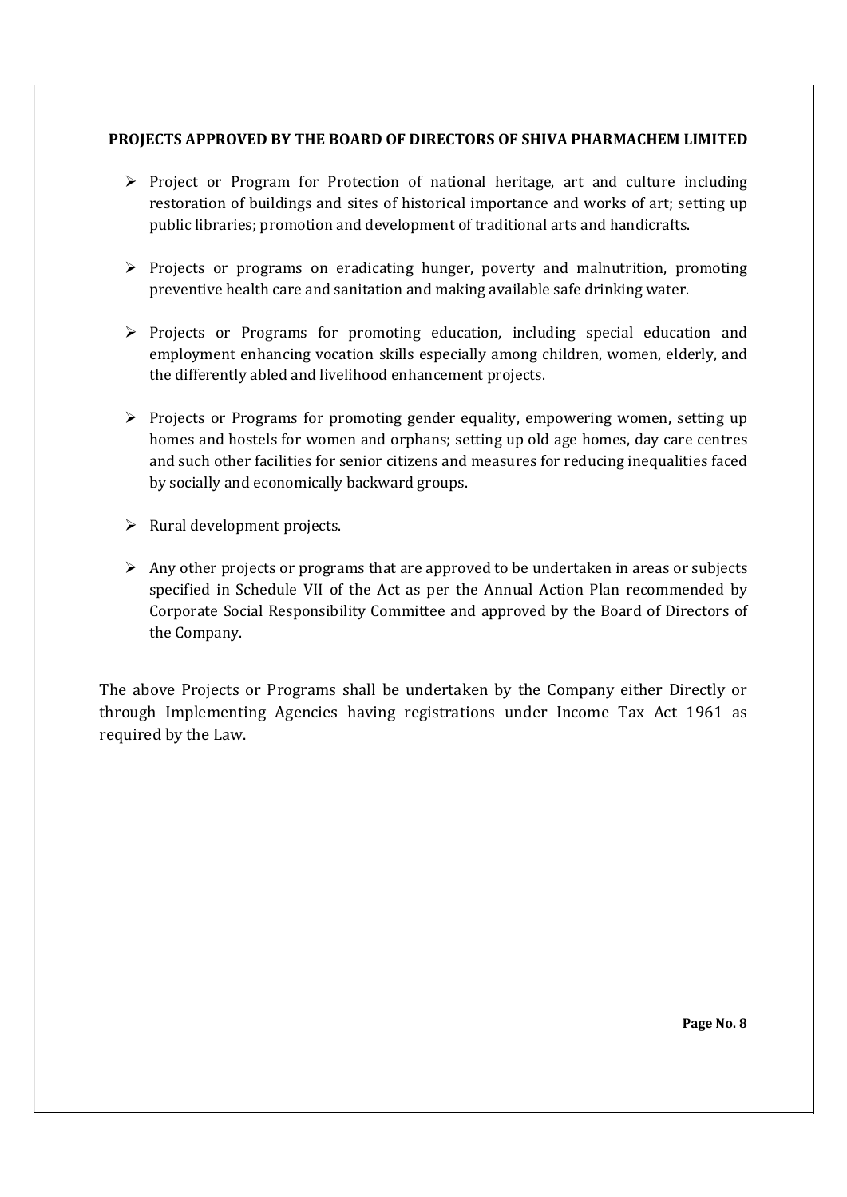**PROJECTS APPROVED BY THE BOARD OF DIRECTORS OF SHIVA PHARMACHEM LIMITED**

- Project or Program for Protection of national heritage, art and culture including restoration of buildings and sites of historical importance and works of art; setting up public libraries; promotion and development of traditional arts and handicrafts.
- Projects or programs on eradicating hunger, poverty and malnutrition, promoting preventive health care and sanitation and making available safe drinking water.
- Projects or Programs for promoting education, including special education and employment enhancing vocation skills especially among children, women, elderly, and the differently abled and livelihood enhancement projects.
- Projects or Programs for promoting gender equality, empowering women, setting up homes and hostels for women and orphans; setting up old age homes, day care centres and such other facilities for senior citizens and measures for reducing inequalities faced by socially and economically backward groups.
- Rural development projects.
- Any other projects or programs that are approved to be undertaken in areas or subjects specified in Schedule VII of the Act as per the Annual Action Plan recommended by Corporate Social Responsibility Committee and approved by the Board of Directors of the Company.

The above Projects or Programs shall be undertaken by the Company either Directly or through Implementing Agencies having registrations under Income Tax Act 1961 as required by the Law.